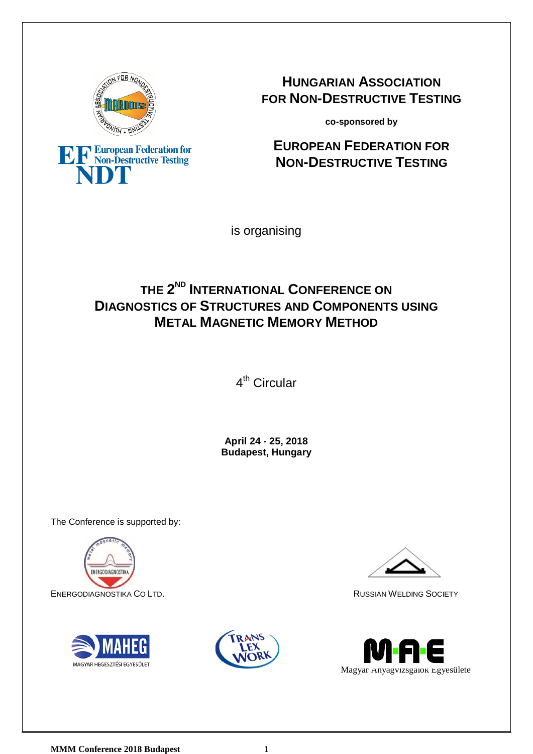# Hungarian Association for Non-Destructive Testing

**co-sponsored by**

# European Federation for Non-Destructive Testing

is organising

# The 2nd International Conference on Diagnostics of Structures and Components Using Metal Magnetic Memory Method

4th Circular

**April 24 - 25, 2018**
**Budapest, Hungary**

The Conference is supported by:

Energodiagnostika Co Ltd.

Russian Welding Society

MAHEG – Magyar Hegesztési Egyesület

Trans Lex Work

M-A-E – Magyar Anyagvizsgálók Egyesülete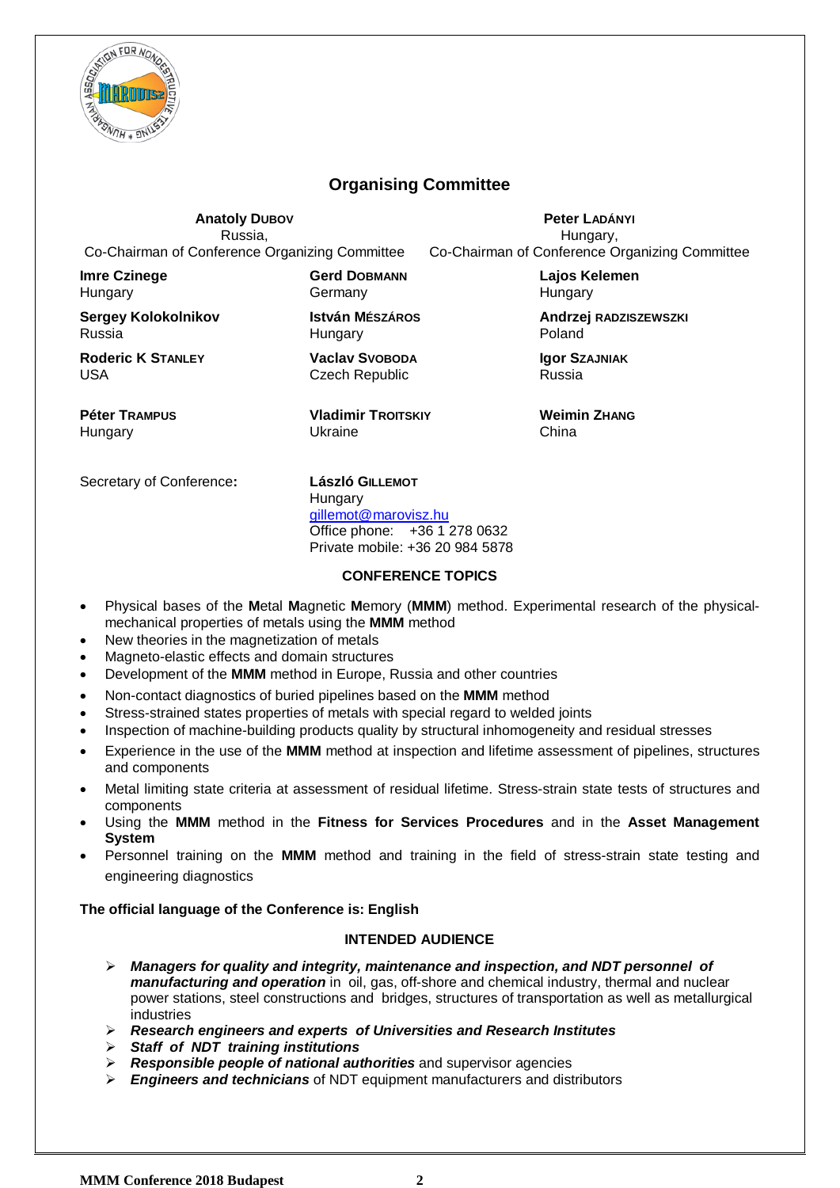## Organising Committee

**Anatoly DUBOV**
Russia,
Co-Chairman of Conference Organizing Committee

**Peter LADÁNYI**
Hungary,
Co-Chairman of Conference Organizing Committee

**Imre Czinege**
Hungary

**Gerd DOBMANN**
Germany

**Lajos Kelemen**
Hungary

**Sergey Kolokolnikov**
Russia

**István MÉSZÁROS**
Hungary

**Andrzej RADZISZEWSZKI**
Poland

**Roderic K STANLEY**
USA

**Vaclav SVOBODA**
Czech Republic

**Igor SZAJNIAK**
Russia

**Péter TRAMPUS**
Hungary

**Vladimir TROITSKIY**
Ukraine

**Weimin ZHANG**
China

Secretary of Conference**:**

**László GILLEMOT**
Hungary
gillemot@marovisz.hu
Office phone: +36 1 278 0632
Private mobile: +36 20 984 5878

### CONFERENCE TOPICS

- Physical bases of the **M**etal **M**agnetic **M**emory (**MMM**) method. Experimental research of the physical-mechanical properties of metals using the **MMM** method
- New theories in the magnetization of metals
- Magneto-elastic effects and domain structures
- Development of the **MMM** method in Europe, Russia and other countries
- Non-contact diagnostics of buried pipelines based on the **MMM** method
- Stress-strained states properties of metals with special regard to welded joints
- Inspection of machine-building products quality by structural inhomogeneity and residual stresses
- Experience in the use of the **MMM** method at inspection and lifetime assessment of pipelines, structures and components
- Metal limiting state criteria at assessment of residual lifetime. Stress-strain state tests of structures and components
- Using the **MMM** method in the **Fitness for Services Procedures** and in the **Asset Management System**
- Personnel training on the **MMM** method and training in the field of stress-strain state testing and engineering diagnostics

**The official language of the Conference is: English**

### INTENDED AUDIENCE

- ***Managers for quality and integrity, maintenance and inspection, and NDT personnel of manufacturing and operation*** in oil, gas, off-shore and chemical industry, thermal and nuclear power stations, steel constructions and bridges, structures of transportation as well as metallurgical industries
- ***Research engineers and experts of Universities and Research Institutes***
- ***Staff of NDT training institutions***
- ***Responsible people of national authorities*** and supervisor agencies
- ***Engineers and technicians*** of NDT equipment manufacturers and distributors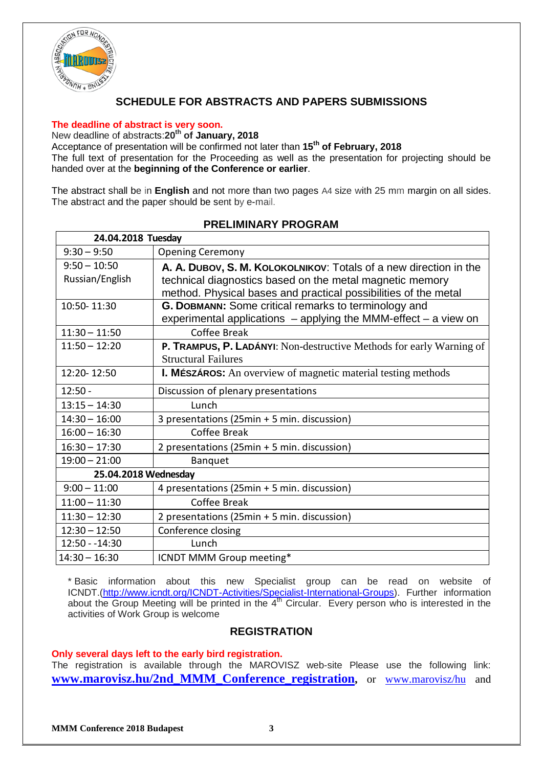## SCHEDULE FOR ABSTRACTS AND PAPERS SUBMISSIONS

**The deadline of abstract is very soon.**

New deadline of abstracts:**20th of January, 2018**

Acceptance of presentation will be confirmed not later than **15th of February, 2018**

The full text of presentation for the Proceeding as well as the presentation for projecting should be handed over at the **beginning of the Conference or earlier**.

The abstract shall be in **English** and not more than two pages A4 size with 25 mm margin on all sides. The abstract and the paper should be sent by e-mail.

## PRELIMINARY PROGRAM

| 24.04.2018 Tuesday | |
|---|---|
| 9:30 – 9:50 | Opening Ceremony |
| 9:50 – 10:50 Russian/English | **A. A. Dubov, S. M. Kolokolnikov**: Totals of a new direction in the technical diagnostics based on the metal magnetic memory method. Physical bases and practical possibilities of the metal |
| 10:50- 11:30 | **G. Dobmann:** Some critical remarks to terminology and experimental applications – applying the MMM-effect – a view on |
| 11:30 – 11:50 | Coffee Break |
| 11:50 – 12:20 | **P. Trampus, P. Ladányi**: Non-destructive Methods for early Warning of Structural Failures |
| 12:20- 12:50 | **I. Mészáros:** An overview of magnetic material testing methods |
| 12:50 - | Discussion of plenary presentations |
| 13:15 – 14:30 | Lunch |
| 14:30 – 16:00 | 3 presentations (25min + 5 min. discussion) |
| 16:00 – 16:30 | Coffee Break |
| 16:30 – 17:30 | 2 presentations (25min + 5 min. discussion) |
| 19:00 – 21:00 | Banquet |
| **25.04.2018 Wednesday** | |
| 9:00 – 11:00 | 4 presentations (25min + 5 min. discussion) |
| 11:00 – 11:30 | Coffee Break |
| 11:30 – 12:30 | 2 presentations (25min + 5 min. discussion) |
| 12:30 – 12:50 | Conference closing |
| 12:50 - -14:30 | Lunch |
| 14:30 – 16:30 | ICNDT MMM Group meeting* |

* Basic information about this new Specialist group can be read on website of ICNDT.(http://www.icndt.org/ICNDT-Activities/Specialist-International-Groups). Further information about the Group Meeting will be printed in the 4th Circular. Every person who is interested in the activities of Work Group is welcome

## REGISTRATION

**Only several days left to the early bird registration.**

The registration is available through the MAROVISZ web-site Please use the following link: **www.marovisz.hu/2nd_MMM_Conference_registration**, or www.marovisz/hu and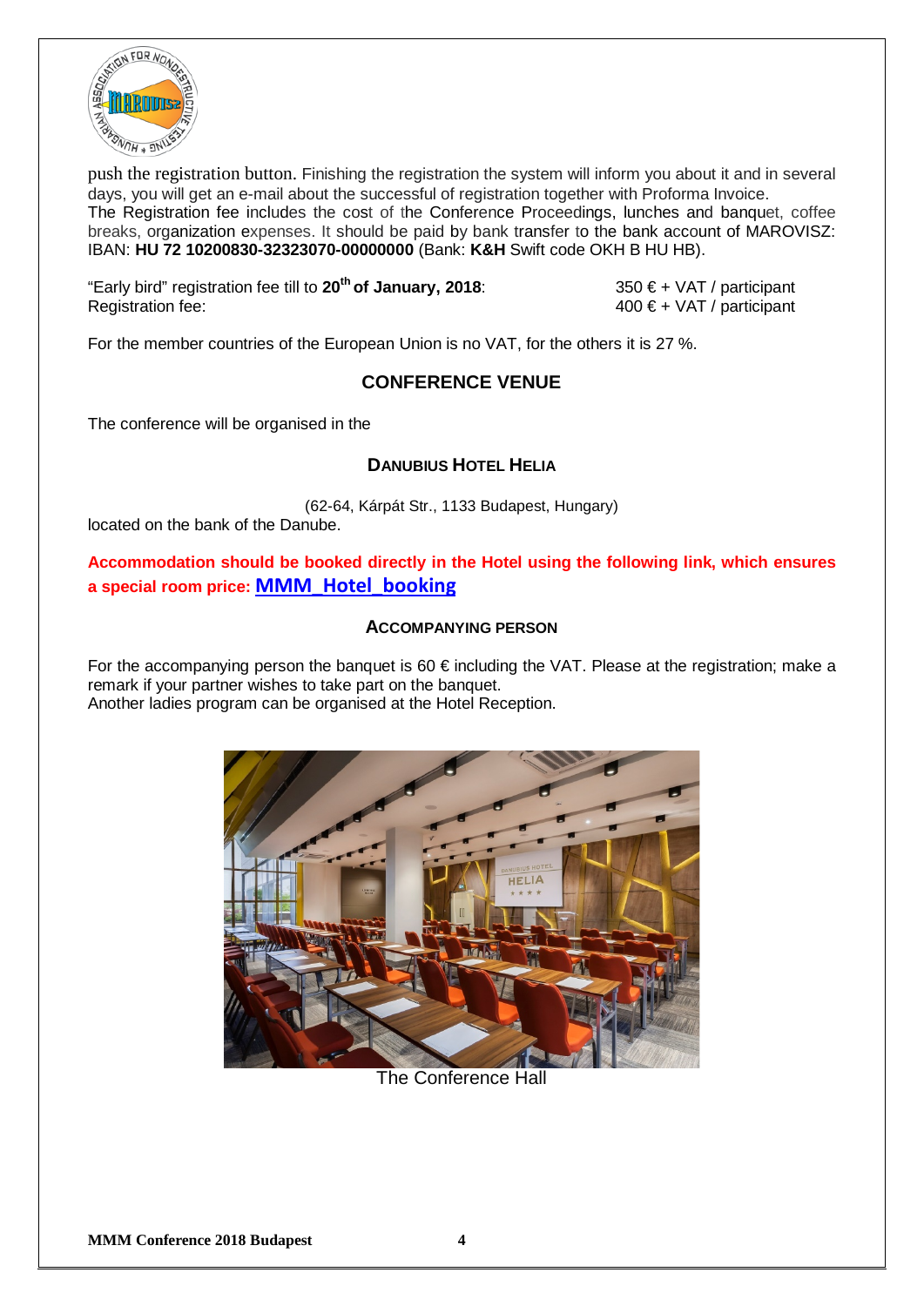push the registration button. Finishing the registration the system will inform you about it and in several days, you will get an e-mail about the successful of registration together with Proforma Invoice.
The Registration fee includes the cost of the Conference Proceedings, lunches and banquet, coffee breaks, organization expenses. It should be paid by bank transfer to the bank account of MAROVISZ: IBAN: **HU 72 10200830-32323070-00000000** (Bank: **K&H** Swift code OKH B HU HB).

| | |
|---|---|
| "Early bird" registration fee till to **20th of January, 2018**: | 350 € + VAT / participant |
| Registration fee: | 400 € + VAT / participant |

For the member countries of the European Union is no VAT, for the others it is 27 %.

## CONFERENCE VENUE

The conference will be organised in the

### DANUBIUS HOTEL HELIA

(62-64, Kárpát Str., 1133 Budapest, Hungary)
located on the bank of the Danube.

**Accommodation should be booked directly in the Hotel using the following link, which ensures a special room price: MMM_Hotel_booking**

### ACCOMPANYING PERSON

For the accompanying person the banquet is 60 € including the VAT. Please at the registration; make a remark if your partner wishes to take part on the banquet.
Another ladies program can be organised at the Hotel Reception.

The Conference Hall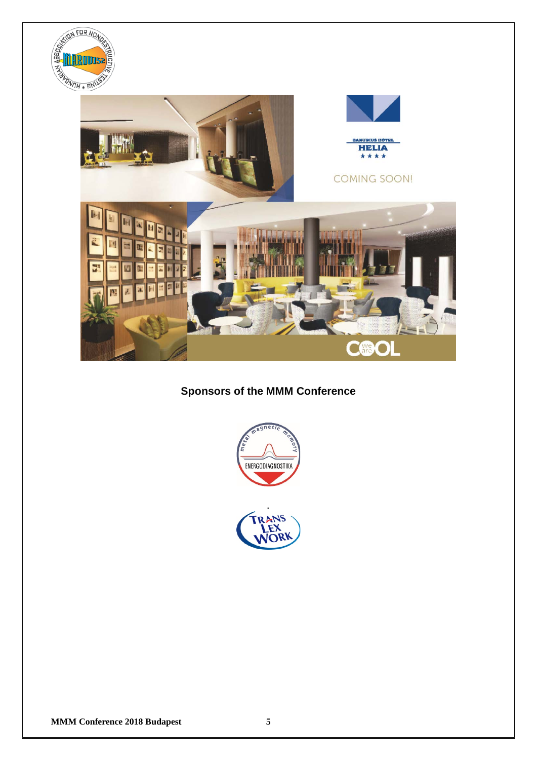## Sponsors of the MMM Conference